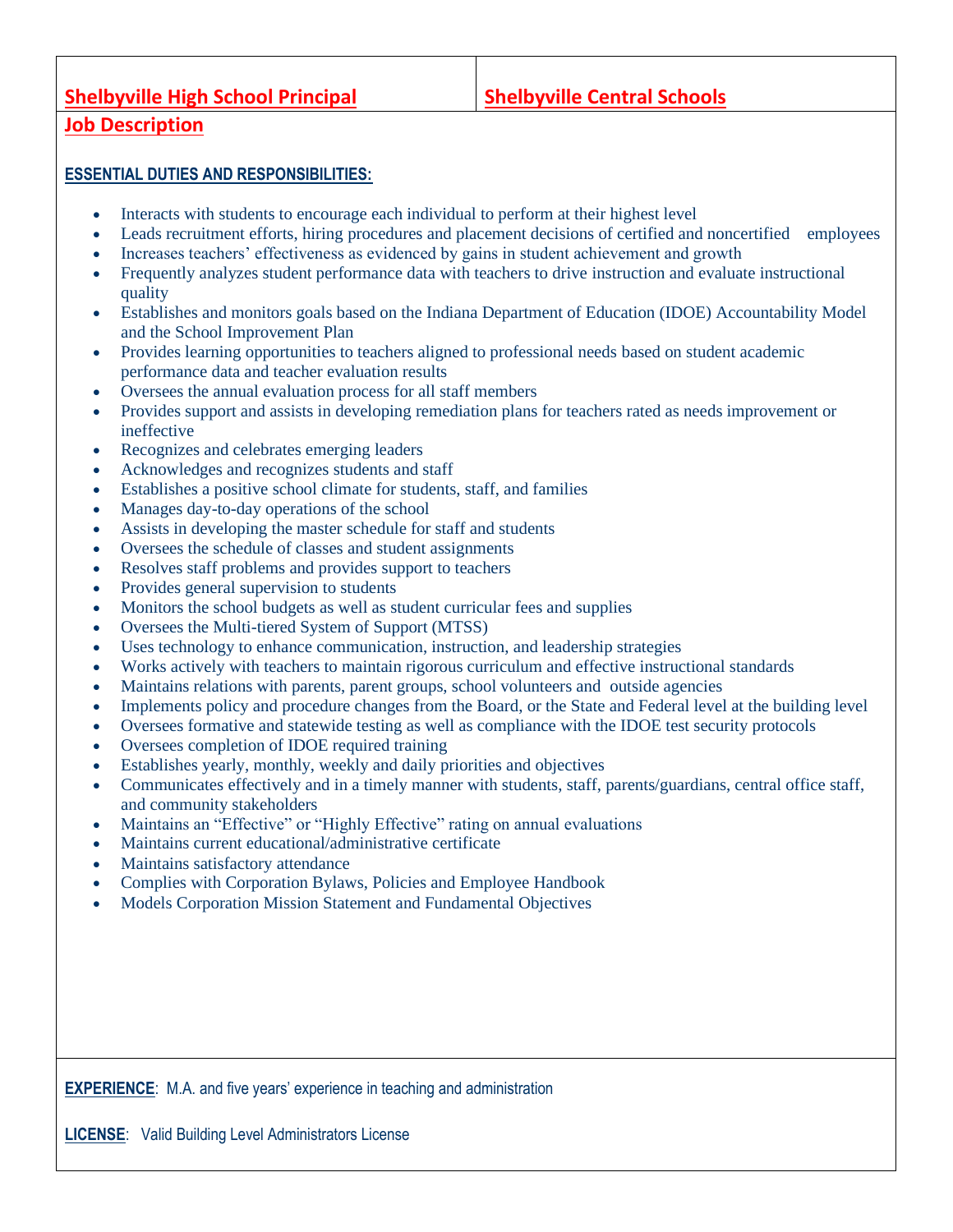**Shelbyville High School Principal** | **Shelbyville Central Schools**

## Job Description

### ESSENTIAL DUTIES AND RESPONSIBILITIES:

- Interacts with students to encourage each individual to perform at their highest level
- Leads recruitment efforts, hiring procedures and placement decisions of certified and noncertified employees
- Increases teachers' effectiveness as evidenced by gains in student achievement and growth
- Frequently analyzes student performance data with teachers to drive instruction and evaluate instructional quality
- Establishes and monitors goals based on the Indiana Department of Education (IDOE) Accountability Model and the School Improvement Plan
- Provides learning opportunities to teachers aligned to professional needs based on student academic performance data and teacher evaluation results
- Oversees the annual evaluation process for all staff members
- Provides support and assists in developing remediation plans for teachers rated as needs improvement or ineffective
- Recognizes and celebrates emerging leaders
- Acknowledges and recognizes students and staff
- Establishes a positive school climate for students, staff, and families
- Manages day-to-day operations of the school
- Assists in developing the master schedule for staff and students
- Oversees the schedule of classes and student assignments
- Resolves staff problems and provides support to teachers
- Provides general supervision to students
- Monitors the school budgets as well as student curricular fees and supplies
- Oversees the Multi-tiered System of Support (MTSS)
- Uses technology to enhance communication, instruction, and leadership strategies
- Works actively with teachers to maintain rigorous curriculum and effective instructional standards
- Maintains relations with parents, parent groups, school volunteers and outside agencies
- Implements policy and procedure changes from the Board, or the State and Federal level at the building level
- Oversees formative and statewide testing as well as compliance with the IDOE test security protocols
- Oversees completion of IDOE required training
- Establishes yearly, monthly, weekly and daily priorities and objectives
- Communicates effectively and in a timely manner with students, staff, parents/guardians, central office staff, and community stakeholders
- Maintains an "Effective" or "Highly Effective" rating on annual evaluations
- Maintains current educational/administrative certificate
- Maintains satisfactory attendance
- Complies with Corporation Bylaws, Policies and Employee Handbook
- Models Corporation Mission Statement and Fundamental Objectives

**EXPERIENCE**: M.A. and five years' experience in teaching and administration

**LICENSE**: Valid Building Level Administrators License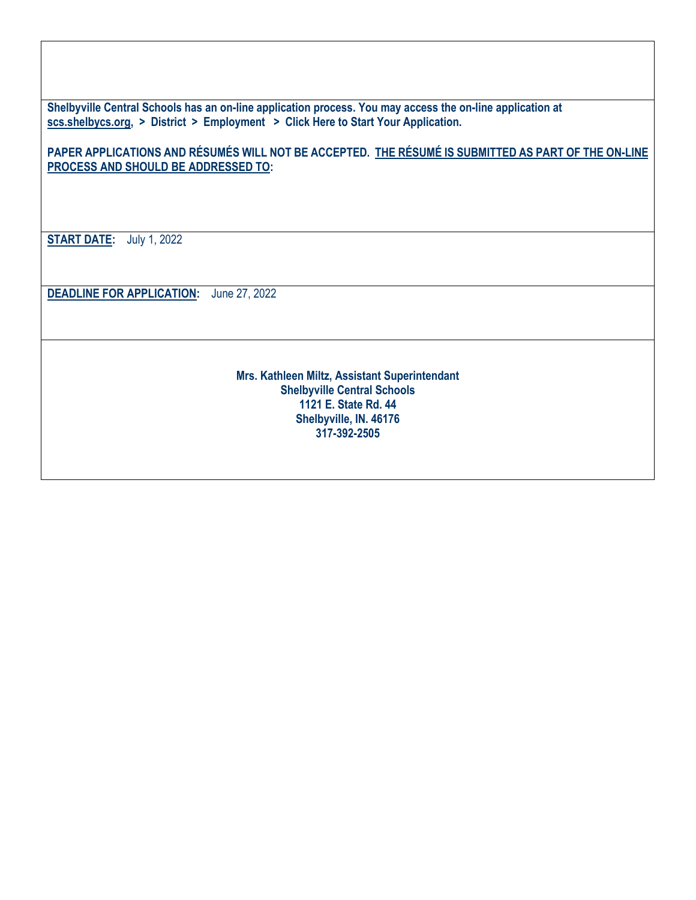**Shelbyville Central Schools has an on-line application process. You may access the on-line application at scs.shelbycs.org, > District > Employment > Click Here to Start Your Application.**

**PAPER APPLICATIONS AND RÉSUMÉS WILL NOT BE ACCEPTED. THE RÉSUMÉ IS SUBMITTED AS PART OF THE ON-LINE PROCESS AND SHOULD BE ADDRESSED TO:**

**START DATE:** July 1, 2022

**DEADLINE FOR APPLICATION:** June 27, 2022

**Mrs. Kathleen Miltz, Assistant Superintendant**
**Shelbyville Central Schools**
**1121 E. State Rd. 44**
**Shelbyville, IN. 46176**
**317-392-2505**